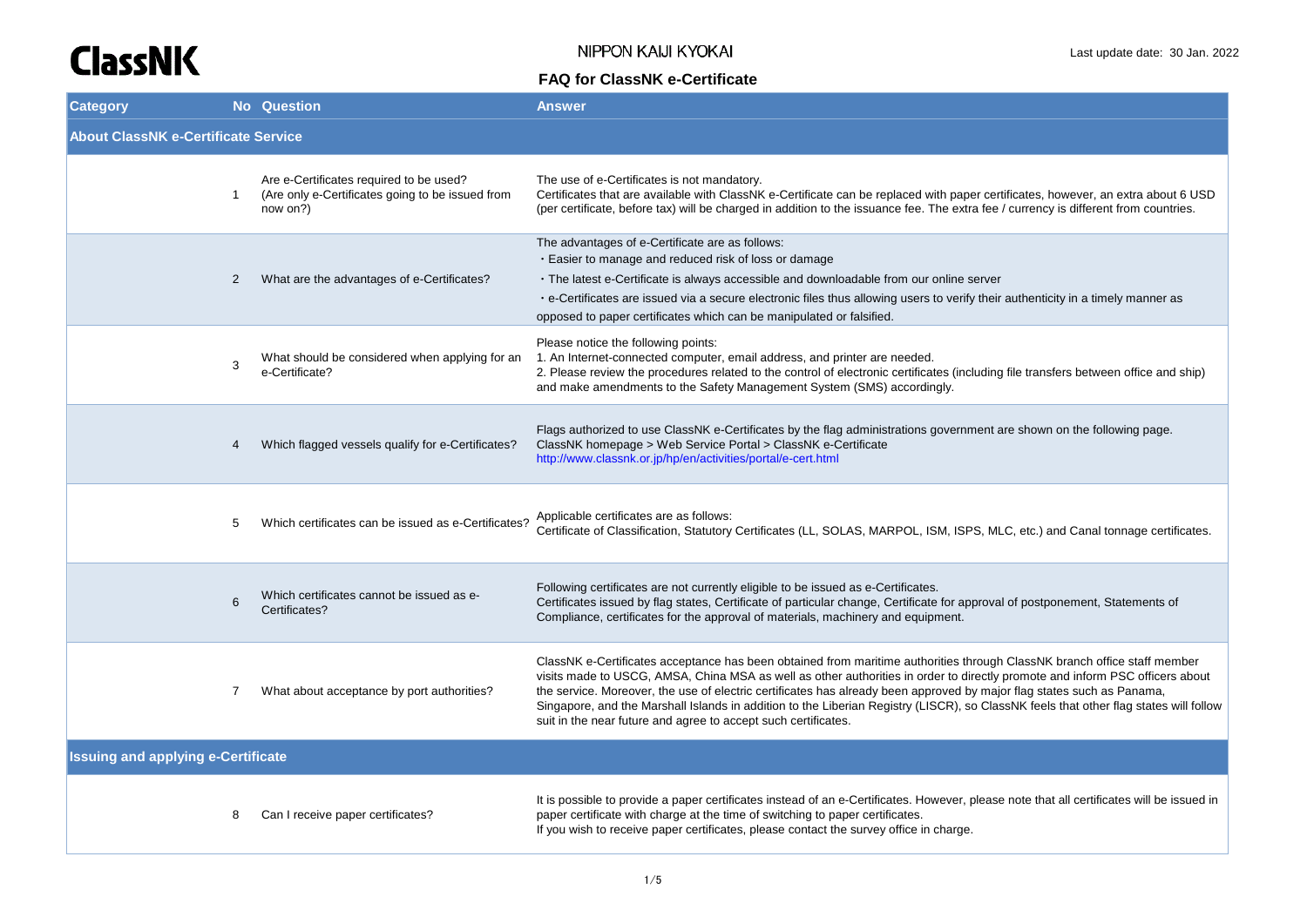ClassNK

NIPPON KAIJI KYOKAI

Last update date: 30 Jan. 2022

# FAQ for ClassNK e-Certificate

| Category | No | Question | Answer |
|---|---|---|---|
| **About ClassNK e-Certificate Service** | | | |
| | 1 | Are e-Certificates required to be used? (Are only e-Certificates going to be issued from now on?) | The use of e-Certificates is not mandatory. Certificates that are available with ClassNK e-Certificate can be replaced with paper certificates, however, an extra about 6 USD (per certificate, before tax) will be charged in addition to the issuance fee. The extra fee / currency is different from countries. |
| | 2 | What are the advantages of e-Certificates? | The advantages of e-Certificate are as follows:<br>・Easier to manage and reduced risk of loss or damage<br>・The latest e-Certificate is always accessible and downloadable from our online server<br>・e-Certificates are issued via a secure electronic files thus allowing users to verify their authenticity in a timely manner as opposed to paper certificates which can be manipulated or falsified. |
| | 3 | What should be considered when applying for an e-Certificate? | Please notice the following points:<br>1. An Internet-connected computer, email address, and printer are needed.<br>2. Please review the procedures related to the control of electronic certificates (including file transfers between office and ship) and make amendments to the Safety Management System (SMS) accordingly. |
| | 4 | Which flagged vessels qualify for e-Certificates? | Flags authorized to use ClassNK e-Certificates by the flag administrations government are shown on the following page.<br>ClassNK homepage > Web Service Portal > ClassNK e-Certificate<br>http://www.classnk.or.jp/hp/en/activities/portal/e-cert.html |
| | 5 | Which certificates can be issued as e-Certificates? | Applicable certificates are as follows:<br>Certificate of Classification, Statutory Certificates (LL, SOLAS, MARPOL, ISM, ISPS, MLC, etc.) and Canal tonnage certificates. |
| | 6 | Which certificates cannot be issued as e-Certificates? | Following certificates are not currently eligible to be issued as e-Certificates.<br>Certificates issued by flag states, Certificate of particular change, Certificate for approval of postponement, Statements of Compliance, certificates for the approval of materials, machinery and equipment. |
| | 7 | What about acceptance by port authorities? | ClassNK e-Certificates acceptance has been obtained from maritime authorities through ClassNK branch office staff member visits made to USCG, AMSA, China MSA as well as other authorities in order to directly promote and inform PSC officers about the service. Moreover, the use of electric certificates has already been approved by major flag states such as Panama, Singapore, and the Marshall Islands in addition to the Liberian Registry (LISCR), so ClassNK feels that other flag states will follow suit in the near future and agree to accept such certificates. |
| **Issuing and applying e-Certificate** | | | |
| | 8 | Can I receive paper certificates? | It is possible to provide a paper certificates instead of an e-Certificates. However, please note that all certificates will be issued in paper certificate with charge at the time of switching to paper certificates.<br>If you wish to receive paper certificates, please contact the survey office in charge. |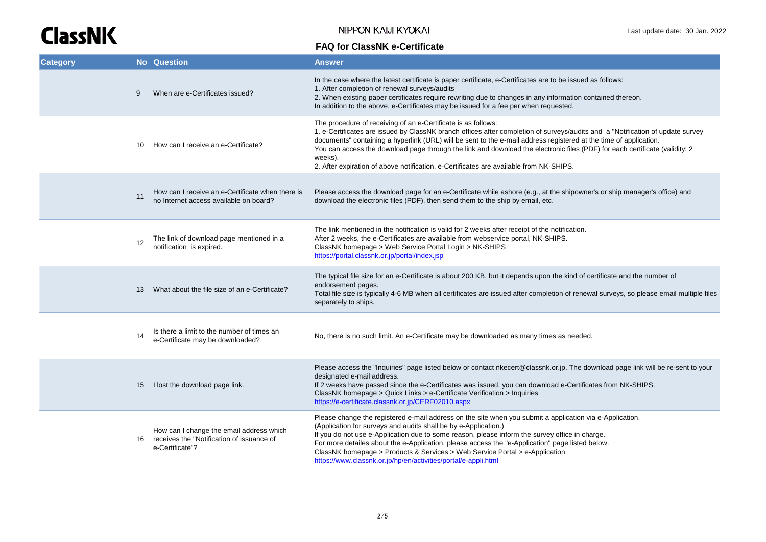# FAQ for ClassNK e-Certificate

| Category | No | Question | Answer |
|---|---|---|---|
| | 9 | When are e-Certificates issued? | In the case where the latest certificate is paper certificate, e-Certificates are to be issued as follows:<br>1. After completion of renewal surveys/audits<br>2. When existing paper certificates require rewriting due to changes in any information contained thereon.<br>In addition to the above, e-Certificates may be issued for a fee per when requested. |
| | 10 | How can I receive an e-Certificate? | The procedure of receiving of an e-Certificate is as follows:<br>1. e-Certificates are issued by ClassNK branch offices after completion of surveys/audits and a "Notification of update survey documents" containing a hyperlink (URL) will be sent to the e-mail address registered at the time of application.<br>You can access the download page through the link and download the electronic files (PDF) for each certificate (validity: 2 weeks).<br>2. After expiration of above notification, e-Certificates are available from NK-SHIPS. |
| | 11 | How can I receive an e-Certificate when there is no Internet access available on board? | Please access the download page for an e-Certificate while ashore (e.g., at the shipowner's or ship manager's office) and download the electronic files (PDF), then send them to the ship by email, etc. |
| | 12 | The link of download page mentioned in a notification is expired. | The link mentioned in the notification is valid for 2 weeks after receipt of the notification.<br>After 2 weeks, the e-Certificates are available from webservice portal, NK-SHIPS.<br>ClassNK homepage > Web Service Portal Login > NK-SHIPS<br>https://portal.classnk.or.jp/portal/index.jsp |
| | 13 | What about the file size of an e-Certificate? | The typical file size for an e-Certificate is about 200 KB, but it depends upon the kind of certificate and the number of endorsement pages.<br>Total file size is typically 4-6 MB when all certificates are issued after completion of renewal surveys, so please email multiple files separately to ships. |
| | 14 | Is there a limit to the number of times an e-Certificate may be downloaded? | No, there is no such limit. An e-Certificate may be downloaded as many times as needed. |
| | 15 | I lost the download page link. | Please access the "Inquiries" page listed below or contact nkecert@classnk.or.jp. The download page link will be re-sent to your designated e-mail address.<br>If 2 weeks have passed since the e-Certificates was issued, you can download e-Certificates from NK-SHIPS.<br>ClassNK homepage > Quick Links > e-Certificate Verification > Inquiries<br>https://e-certificate.classnk.or.jp/CERF02010.aspx |
| | 16 | How can I change the email address which receives the "Notification of issuance of e-Certificate"? | Please change the registered e-mail address on the site when you submit a application via e-Application.<br>(Application for surveys and audits shall be by e-Application.)<br>If you do not use e-Application due to some reason, please inform the survey office in charge.<br>For more detailes about the e-Application, please access the "e-Application" page listed below.<br>ClassNK homepage > Products & Services > Web Service Portal > e-Application<br>https://www.classnk.or.jp/hp/en/activities/portal/e-appli.html |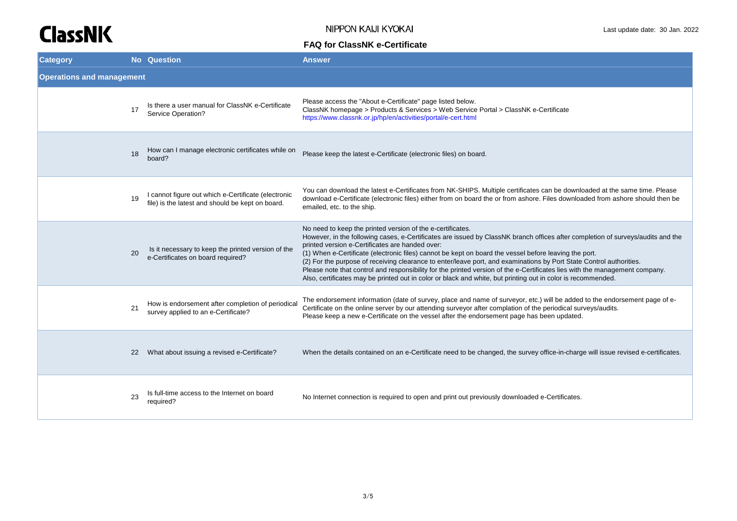| Category | No | Question | Answer |
|---|---|---|---|
| **Operations and management** | | | |
| | 17 | Is there a user manual for ClassNK e-Certificate Service Operation? | Please access the "About e-Certificate" page listed below.<br>ClassNK homepage > Products & Services > Web Service Portal > ClassNK e-Certificate<br>https://www.classnk.or.jp/hp/en/activities/portal/e-cert.html |
| | 18 | How can I manage electronic certificates while on board? | Please keep the latest e-Certificate (electronic files) on board. |
| | 19 | I cannot figure out which e-Certificate (electronic file) is the latest and should be kept on board. | You can download the latest e-Certificates from NK-SHIPS. Multiple certificates can be downloaded at the same time. Please download e-Certificate (electronic files) either from on board the or from ashore. Files downloaded from ashore should then be emailed, etc. to the ship. |
| | 20 | Is it necessary to keep the printed version of the e-Certificates on board required? | No need to keep the printed version of the e-certificates.<br>However, in the following cases, e-Certificates are issued by ClassNK branch offices after completion of surveys/audits and the printed version e-Certificates are handed over:<br>(1) When e-Certificate (electronic files) cannot be kept on board the vessel before leaving the port.<br>(2) For the purpose of receiving clearance to enter/leave port, and examinations by Port State Control authorities.<br>Please note that control and responsibility for the printed version of the e-Certificates lies with the management company.<br>Also, certificates may be printed out in color or black and white, but printing out in color is recommended. |
| | 21 | How is endorsement after completion of periodical survey applied to an e-Certificate? | The endorsement information (date of survey, place and name of surveyor, etc.) will be added to the endorsement page of e-Certificate on the online server by our attending surveyor after completion of the periodical surveys/audits.<br>Please keep a new e-Certificate on the vessel after the endorsement page has been updated. |
| | 22 | What about issuing a revised e-Certificate? | When the details contained on an e-Certificate need to be changed, the survey office-in-charge will issue revised e-certificates. |
| | 23 | Is full-time access to the Internet on board required? | No Internet connection is required to open and print out previously downloaded e-Certificates. |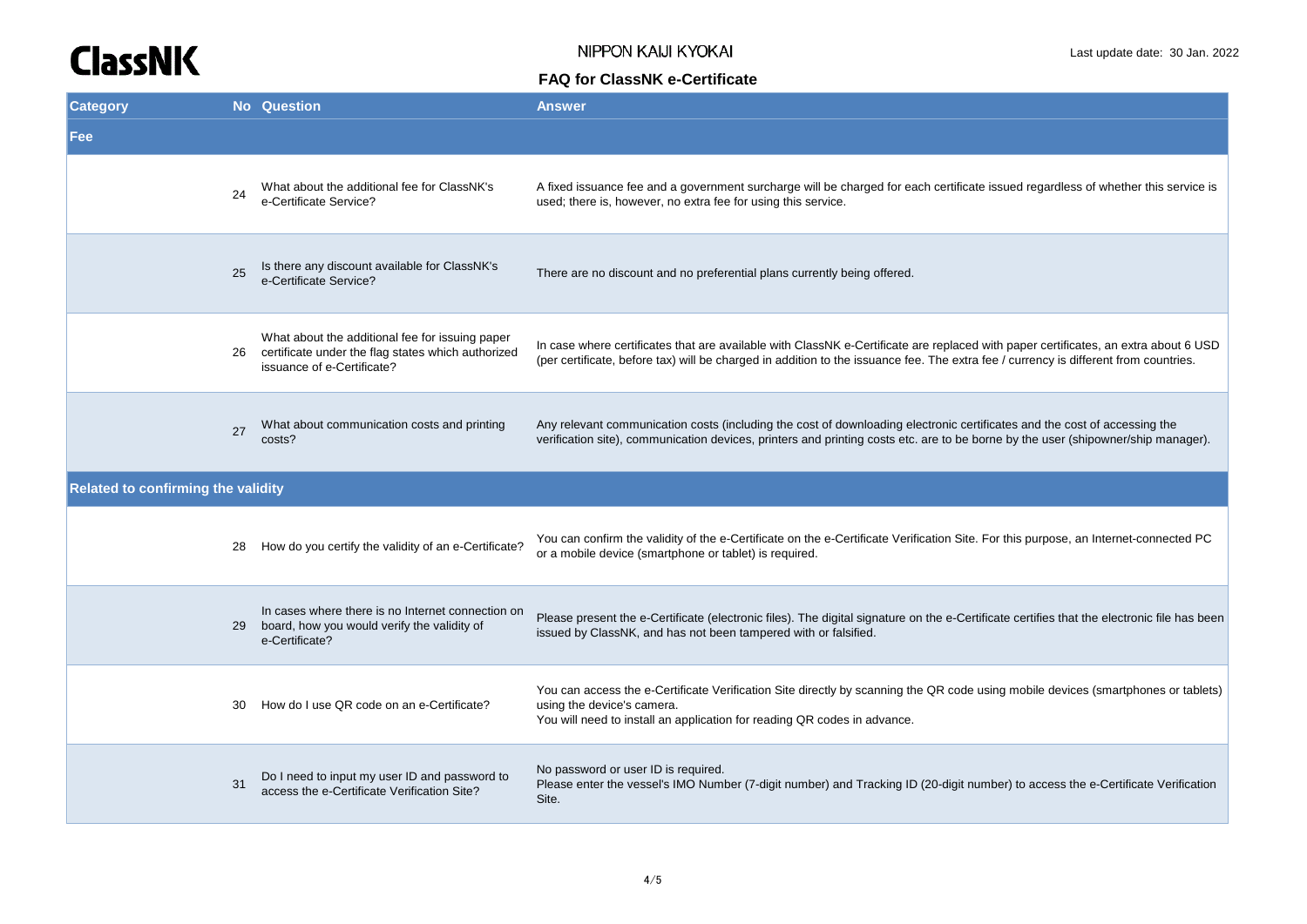| Category | No | Question | Answer |
| --- | --- | --- | --- |
| **Fee** | | | |
| | 24 | What about the additional fee for ClassNK's e-Certificate Service? | A fixed issuance fee and a government surcharge will be charged for each certificate issued regardless of whether this service is used; there is, however, no extra fee for using this service. |
| | 25 | Is there any discount available for ClassNK's e-Certificate Service? | There are no discount and no preferential plans currently being offered. |
| | 26 | What about the additional fee for issuing paper certificate under the flag states which authorized issuance of e-Certificate? | In case where certificates that are available with ClassNK e-Certificate are replaced with paper certificates, an extra about 6 USD (per certificate, before tax) will be charged in addition to the issuance fee. The extra fee / currency is different from countries. |
| | 27 | What about communication costs and printing costs? | Any relevant communication costs (including the cost of downloading electronic certificates and the cost of accessing the verification site), communication devices, printers and printing costs etc. are to be borne by the user (shipowner/ship manager). |
| **Related to confirming the validity** | | | |
| | 28 | How do you certify the validity of an e-Certificate? | You can confirm the validity of the e-Certificate on the e-Certificate Verification Site. For this purpose, an Internet-connected PC or a mobile device (smartphone or tablet) is required. |
| | 29 | In cases where there is no Internet connection on board, how you would verify the validity of e-Certificate? | Please present the e-Certificate (electronic files). The digital signature on the e-Certificate certifies that the electronic file has been issued by ClassNK, and has not been tampered with or falsified. |
| | 30 | How do I use QR code on an e-Certificate? | You can access the e-Certificate Verification Site directly by scanning the QR code using mobile devices (smartphones or tablets) using the device's camera.<br>You will need to install an application for reading QR codes in advance. |
| | 31 | Do I need to input my user ID and password to access the e-Certificate Verification Site? | No password or user ID is required.<br>Please enter the vessel's IMO Number (7-digit number) and Tracking ID (20-digit number) to access the e-Certificate Verification Site. |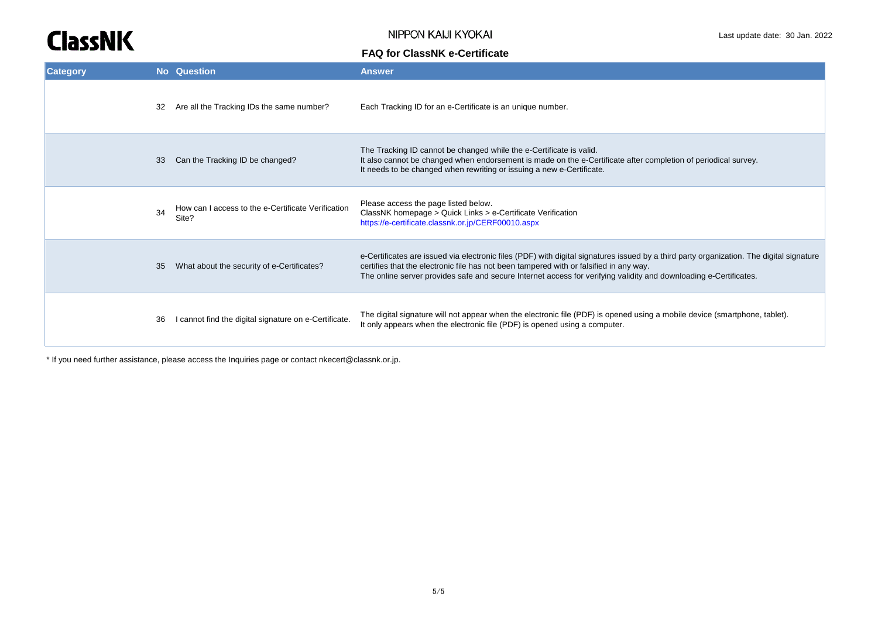| Category | No | Question | Answer |
|---|---|---|---|
| | 32 | Are all the Tracking IDs the same number? | Each Tracking ID for an e-Certificate is an unique number. |
| | 33 | Can the Tracking ID be changed? | The Tracking ID cannot be changed while the e-Certificate is valid.<br>It also cannot be changed when endorsement is made on the e-Certificate after completion of periodical survey.<br>It needs to be changed when rewriting or issuing a new e-Certificate. |
| | 34 | How can I access to the e-Certificate Verification Site? | Please access the page listed below.<br>ClassNK homepage > Quick Links > e-Certificate Verification<br>https://e-certificate.classnk.or.jp/CERF00010.aspx |
| | 35 | What about the security of e-Certificates? | e-Certificates are issued via electronic files (PDF) with digital signatures issued by a third party organization. The digital signature certifies that the electronic file has not been tampered with or falsified in any way.<br>The online server provides safe and secure Internet access for verifying validity and downloading e-Certificates. |
| | 36 | I cannot find the digital signature on e-Certificate. | The digital signature will not appear when the electronic file (PDF) is opened using a mobile device (smartphone, tablet).<br>It only appears when the electronic file (PDF) is opened using a computer. |

* If you need further assistance, please access the Inquiries page or contact nkecert@classnk.or.jp.